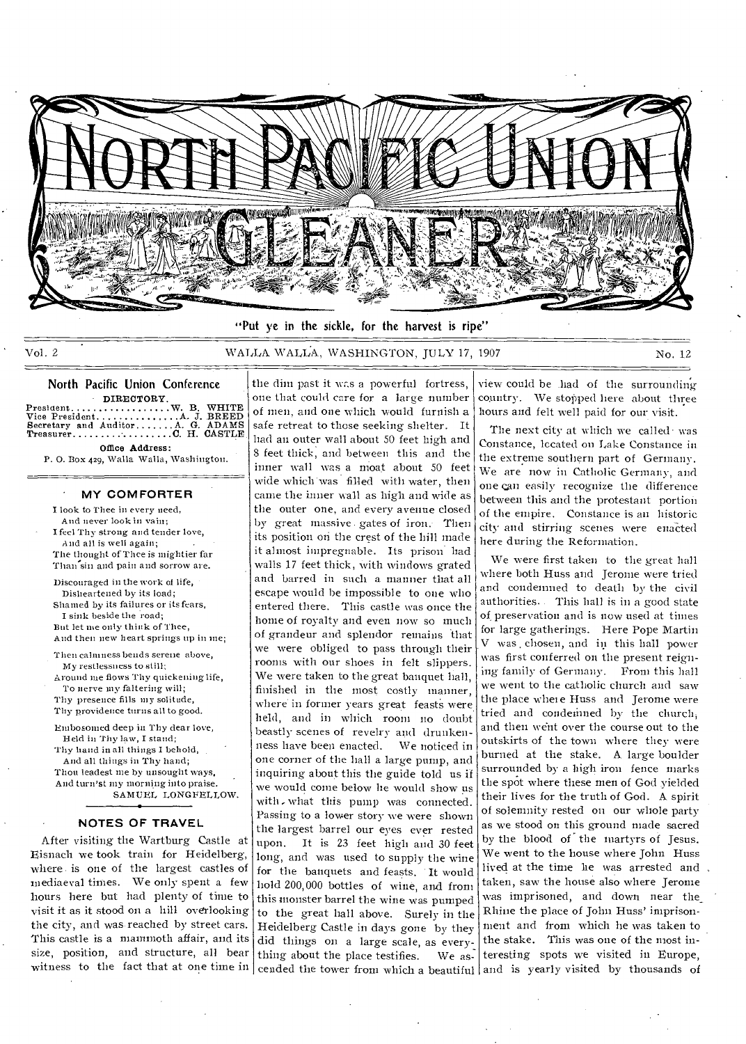# NORTH PACIFIC UNION GLEANER

"Put ye in the sickle, for the harvest is ripe"

Vol. 2 WALLA WALLA, WASHINGTON, JULY 17, 1907 No. 12

## North Pacific Union Conference

DIRECTORY.

President . . . . . . . . . . . . . . . . . . W. B. WHITE
Vice President . . . . . . . . . . . . . . A. J. BREED
Secretary and Auditor . . . . . . . A. G. ADAMS
Treasurer . . . . . . . . . . . . . . . . . . C. H. CASTLE

Office Address:
P. O. Box 429, Walla Walla, Washington.

## MY COMFORTER

I look to Thee in every need,
And never look in vain;
I feel Thy strong and tender love,
And all is well again;
The thought of Thee is mightier far
Than sin and pain and sorrow are.

Discouraged in the work of life,
Disheartened by its load;
Shamed by its failures or its fears,
I sink beside the road;
But let me only think of Thee,
And then new heart springs up in me;

Then calmness bends serene above,
My restlessness to still;
Around me flows Thy quickening life,
To nerve my faltering will;
Thy presence fills my solitude,
Thy providence turns all to good.

Embosomed deep in Thy dear love,
Held in Thy law, I stand;
Thy hand in all things I behold,
And all things in Thy hand;
Thou leadest me by unsought ways,
And turn'st my morning into praise.

SAMUEL LONGFELLOW.

## NOTES OF TRAVEL

After visiting the Wartburg Castle at Eisnach we took train for Heidelberg, where is one of the largest castles of mediaeval times. We only spent a few hours here but had plenty of time to visit it as it stood on a hill overlooking the city, and was reached by street cars. This castle is a mammoth affair, and its size, position, and structure, all bear witness to the fact that at one time in the dim past it was a powerful fortress, one that could care for a large number of men, and one which would furnish a safe retreat to those seeking shelter. It had an outer wall about 50 feet high and 8 feet thick, and between this and the inner wall was a moat about 50 feet wide which was filled with water, then came the inner wall as high and wide as the outer one, and every avenue closed by great massive gates of iron. Then its position on the crest of the hill made it almost impregnable. Its prison had walls 17 feet thick, with windows grated and barred in such a manner that all escape would be impossible to one who entered there. This castle was once the home of royalty and even now so much of grandeur and splendor remains that we were obliged to pass through their rooms with our shoes in felt slippers. We were taken to the great banquet hall, finished in the most costly manner, where in former years great feasts were held, and in which room no doubt beastly scenes of revelry and drunkenness have been enacted. We noticed in one corner of the hall a large pump, and inquiring about this the guide told us if we would come below he would show us with what this pump was connected. Passing to a lower story we were shown the largest barrel our eyes ever rested upon. It is 23 feet high and 30 feet long, and was used to supply the wine for the banquets and feasts. It would hold 200,000 bottles of wine, and from this monster barrel the wine was pumped to the great hall above. Surely in the Heidelberg Castle in days gone by they did things on a large scale, as everything about the place testifies. We ascended the tower from which a beautiful view could be had of the surrounding country. We stopped here about three hours and felt well paid for our visit.

The next city at which we called was Constance, located on Lake Constance in the extreme southern part of Germany. We are now in Catholic Germany, and one can easily recognize the difference between this and the protestant portion of the empire. Constance is an historic city and stirring scenes were enacted here during the Reformation.

We were first taken to the great hall where both Huss and Jerome were tried and condemned to death by the civil authorities. This hall is in a good state of preservation and is now used at times for large gatherings. Here Pope Martin V was chosen, and in this hall power was first conferred on the present reigning family of Germany. From this hall we went to the catholic church and saw the place where Huss and Jerome were tried and condemned by the church, and then went over the course out to the outskirts of the town where they were burned at the stake. A large boulder surrounded by a high iron fence marks the spot where these men of God yielded their lives for the truth of God. A spirit of solemnity rested on our whole party as we stood on this ground made sacred by the blood of the martyrs of Jesus. We went to the house where John Huss lived at the time he was arrested and taken, saw the house also where Jerome was imprisoned, and down near the Rhine the place of John Huss' imprisonment and from which he was taken to the stake. This was one of the most interesting spots we visited in Europe, and is yearly visited by thousands of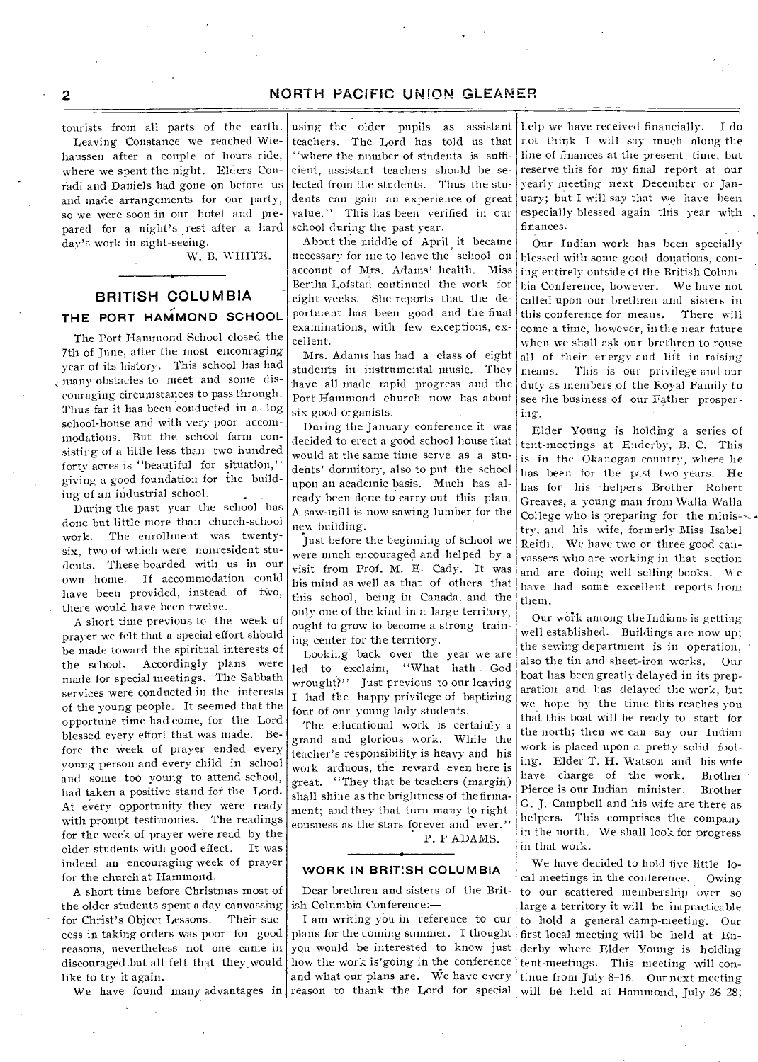tourists from all parts of the earth.

Leaving Constance we reached Wiehaussen after a couple of hours ride, where we spent the night. Elders Conradi and Daniels had gone on before us and made arrangements for our party, so we were soon in our hotel and prepared for a night's rest after a hard day's work in sight-seeing.

W. B. WHITE.

## BRITISH COLUMBIA

### THE PORT HAMMOND SCHOOL

The Port Hammond School closed the 7th of June, after the most encouraging year of its history. This school has had many obstacles to meet and some discouraging circumstances to pass through. Thus far it has been conducted in a log school-house and with very poor accommodations. But the school farm consisting of a little less than two hundred forty acres is "beautiful for situation," giving a good foundation for the building of an industrial school.

During the past year the school has done but little more than church-school work. The enrollment was twenty-six, two of which were nonresident students. These boarded with us in our own home. If accommodation could have been provided, instead of two, there would have been twelve.

A short time previous to the week of prayer we felt that a special effort should be made toward the spiritual interests of the school. Accordingly plans were made for special meetings. The Sabbath services were conducted in the interests of the young people. It seemed that the opportune time had come, for the Lord blessed every effort that was made. Before the week of prayer ended every young person and every child in school and some too young to attend school, had taken a positive stand for the Lord. At every opportunity they were ready with prompt testimonies. The readings for the week of prayer were read by the older students with good effect. It was indeed an encouraging week of prayer for the church at Hammond.

A short time before Christmas most of the older students spent a day canvassing for Christ's Object Lessons. Their success in taking orders was poor for good reasons, nevertheless not one came in discouraged but all felt that they would like to try it again.

We have found many advantages in using the older pupils as assistant teachers. The Lord has told us that "where the number of students is sufficient, assistant teachers should be selected from the students. Thus the students can gain an experience of great value." This has been verified in our school during the past year.

About the middle of April it became necessary for me to leave the school on account of Mrs. Adams' health. Miss Bertha Lofstad continued the work for eight weeks. She reports that the deportment has been good and the final examinations, with few exceptions, excellent.

Mrs. Adams has had a class of eight students in instrumental music. They have all made rapid progress and the Port Hammond church now has about six good organists.

During the January conference it was decided to erect a good school house that would at the same time serve as a students' dormitory, also to put the school upon an academic basis. Much has already been done to carry out this plan. A saw-mill is now sawing lumber for the new building.

Just before the beginning of school we were much encouraged and helped by a visit from Prof. M. E. Cady. It was his mind as well as that of others that this school, being in Canada and the only one of the kind in a large territory, ought to grow to become a strong training center for the territory.

Looking back over the year we are led to exclaim, "What hath God wrought?" Just previous to our leaving I had the happy privilege of baptizing four of our young lady students.

The educational work is certainly a grand and glorious work. While the teacher's responsibility is heavy and his work arduous, the reward even here is great. "They that be teachers (margin) shall shine as the brightness of the firmament; and they that turn many to righteousness as the stars forever and ever."

P. P ADAMS.

### WORK IN BRITISH COLUMBIA

Dear brethren and sisters of the British Columbia Conference:—

I am writing you in reference to our plans for the coming summer. I thought you would be interested to know just how the work is going in the conference and what our plans are. We have every reason to thank the Lord for special help we have received financially. I do not think I will say much along the line of finances at the present time, but reserve this for my final report at our yearly meeting next December or January; but I will say that we have been especially blessed again this year with finances.

Our Indian work has been specially blessed with some good donations, coming entirely outside of the British Columbia Conference, however. We have not called upon our brethren and sisters in this conference for means. There will come a time, however, in the near future when we shall ask our brethren to rouse all of their energy and lift in raising means. This is our privilege and our duty as members of the Royal Family to see the business of our Father prospering.

Elder Young is holding a series of tent-meetings at Enderby, B. C. This is in the Okanogan country, where he has been for the past two years. He has for his helpers Brother Robert Greaves, a young man from Walla Walla College who is preparing for the ministry, and his wife, formerly Miss Isabel Reith. We have two or three good canvassers who are working in that section and are doing well selling books. We have had some excellent reports from them.

Our work among the Indians is getting well established. Buildings are now up; the sewing department is in operation, also the tin and sheet-iron works. Our boat has been greatly delayed in its preparation and has delayed the work, but we hope by the time this reaches you that this boat will be ready to start for the north; then we can say our Indian work is placed upon a pretty solid footing. Elder T. H. Watson and his wife have charge of the work. Brother Pierce is our Indian minister. Brother G. J. Campbell and his wife are there as helpers. This comprises the company in the north. We shall look for progress in that work.

We have decided to hold five little local meetings in the conference. Owing to our scattered membership over so large a territory it will be impracticable to hold a general camp-meeting. Our first local meeting will be held at Enderby where Elder Young is holding tent-meetings. This meeting will continue from July 8–16. Our next meeting will be held at Hammond, July 26–28;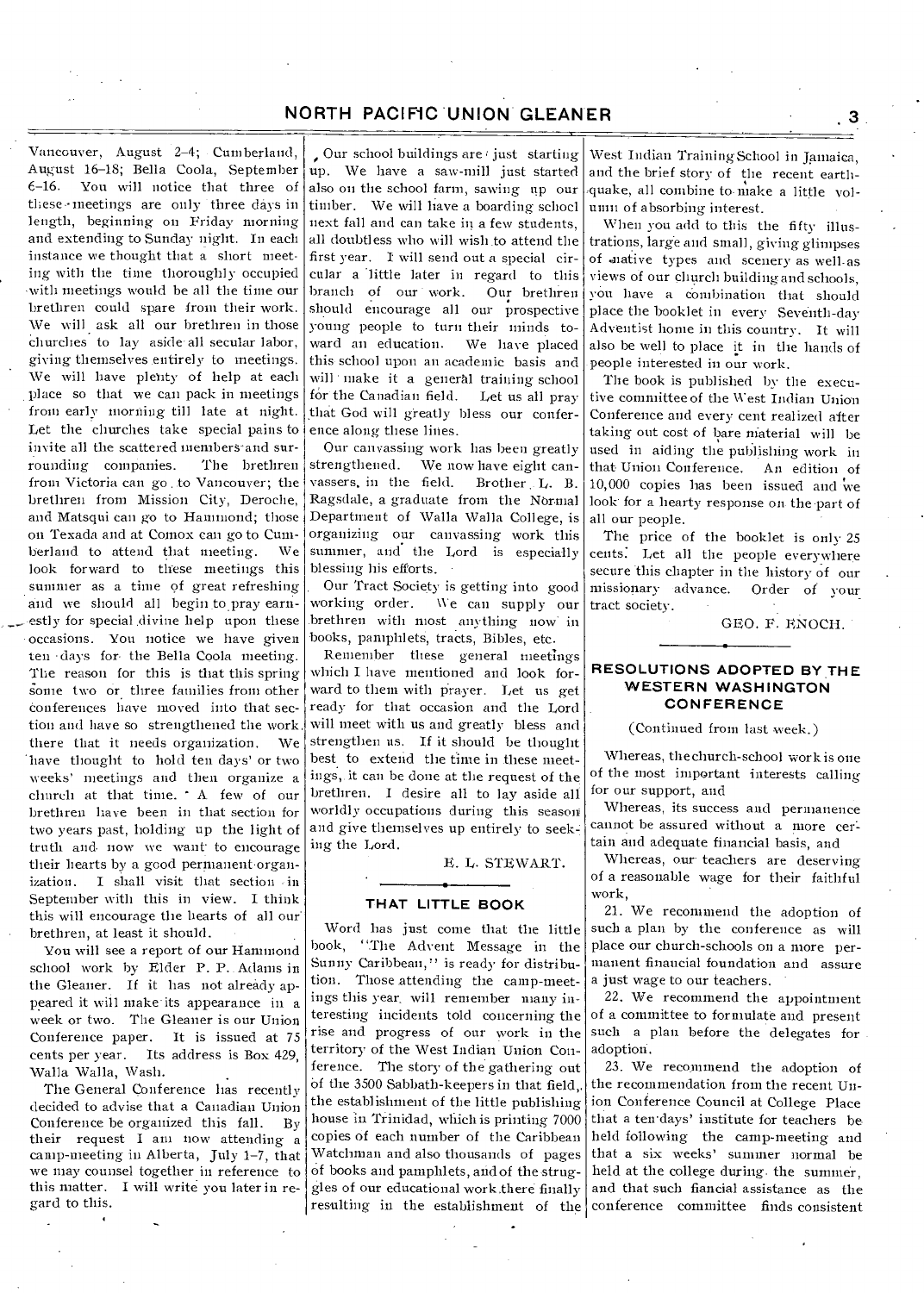Vancouver, August 2–4; Cumberland, August 16–18; Bella Coola, September 6–16. You will notice that three of these meetings are only three days in length, beginning on Friday morning and extending to Sunday night. In each instance we thought that a short meeting with the time thoroughly occupied with meetings would be all the time our brethren could spare from their work. We will ask all our brethren in those churches to lay aside all secular labor, giving themselves entirely to meetings. We will have plenty of help at each place so that we can pack in meetings from early morning till late at night. Let the churches take special pains to invite all the scattered members and surrounding companies. The brethren from Victoria can go to Vancouver; the brethren from Mission City, Deroche, and Matsqui can go to Hammond; those on Texada and at Comox can go to Cumberland to attend that meeting. We look forward to these meetings this summer as a time of great refreshing and we should all begin to pray earnestly for special divine help upon these occasions. You notice we have given ten days for the Bella Coola meeting. The reason for this is that this spring some two or three families from other conferences have moved into that section and have so strengthened the work there that it needs organization. We have thought to hold ten days' or two weeks' meetings and then organize a church at that time. A few of our brethren have been in that section for two years past, holding up the light of truth and now we want to encourage their hearts by a good permanent organization. I shall visit that section in September with this in view. I think this will encourage the hearts of all our brethren, at least it should.

You will see a report of our Hammond school work by Elder P. P. Adams in the Gleaner. If it has not already appeared it will make its appearance in a week or two. The Gleaner is our Union Conference paper. It is issued at 75 cents per year. Its address is Box 429, Walla Walla, Wash.

The General Conference has recently decided to advise that a Canadian Union Conference be organized this fall. By their request I am now attending a camp-meeting in Alberta, July 1–7, that we may counsel together in reference to this matter. I will write you later in regard to this.

Our school buildings are just starting up. We have a saw-mill just started also on the school farm, sawing up our timber. We will have a boarding school next fall and can take in a few students, all doubtless who will wish to attend the first year. I will send out a special circular a little later in regard to this branch of our work. Our brethren should encourage all our prospective young people to turn their minds toward an education. We have placed this school upon an academic basis and will make it a general training school for the Canadian field. Let us all pray that God will greatly bless our conference along these lines.

Our canvassing work has been greatly strengthened. We now have eight canvassers in the field. Brother L. B. Ragsdale, a graduate from the Normal Department of Walla Walla College, is organizing our canvassing work this summer, and the Lord is especially blessing his efforts.

Our Tract Society is getting into good working order. We can supply our brethren with most anything now in books, pamphlets, tracts, Bibles, etc.

Remember these general meetings which I have mentioned and look forward to them with prayer. Let us get ready for that occasion and the Lord will meet with us and greatly bless and strengthen us. If it should be thought best to extend the time in these meetings, it can be done at the request of the brethren. I desire all to lay aside all worldly occupations during this season and give themselves up entirely to seeking the Lord.

E. L. STEWART.

## THAT LITTLE BOOK

Word has just come that the little book, "The Advent Message in the Sunny Caribbean," is ready for distribution. Those attending the camp-meetings this year will remember many interesting incidents told concerning the rise and progress of our work in the territory of the West Indian Union Conference. The story of the gathering out of the 3500 Sabbath-keepers in that field, the establishment of the little publishing house in Trinidad, which is printing 7000 copies of each number of the Caribbean Watchman and also thousands of pages of books and pamphlets, and of the struggles of our educational work there finally resulting in the establishment of the West Indian Training School in Jamaica, and the brief story of the recent earthquake, all combine to make a little volume of absorbing interest.

When you add to this the fifty illustrations, large and small, giving glimpses of native types and scenery as well as views of our church building and schools, you have a combination that should place the booklet in every Seventh-day Adventist home in this country. It will also be well to place it in the hands of people interested in our work.

The book is published by the executive committee of the West Indian Union Conference and every cent realized after taking out cost of bare material will be used in aiding the publishing work in that Union Conference. An edition of 10,000 copies has been issued and we look for a hearty response on the part of all our people.

The price of the booklet is only 25 cents. Let all the people everywhere secure this chapter in the history of our missionary advance. Order of your tract society.

GEO. F. ENOCH.

## RESOLUTIONS ADOPTED BY THE WESTERN WASHINGTON CONFERENCE

(Continued from last week.)

Whereas, the church-school work is one of the most important interests calling for our support, and

Whereas, its success and permanence cannot be assured without a more certain and adequate financial basis, and

Whereas, our teachers are deserving of a reasonable wage for their faithful work,

21. We recommend the adoption of such a plan by the conference as will place our church-schools on a more permanent financial foundation and assure a just wage to our teachers.

22. We recommend the appointment of a committee to formulate and present such a plan before the delegates for adoption.

23. We recommend the adoption of the recommendation from the recent Union Conference Council at College Place that a ten-days' institute for teachers be held following the camp-meeting and that a six weeks' summer normal be held at the college during the summer, and that such fiancial assistance as the conference committee finds consistent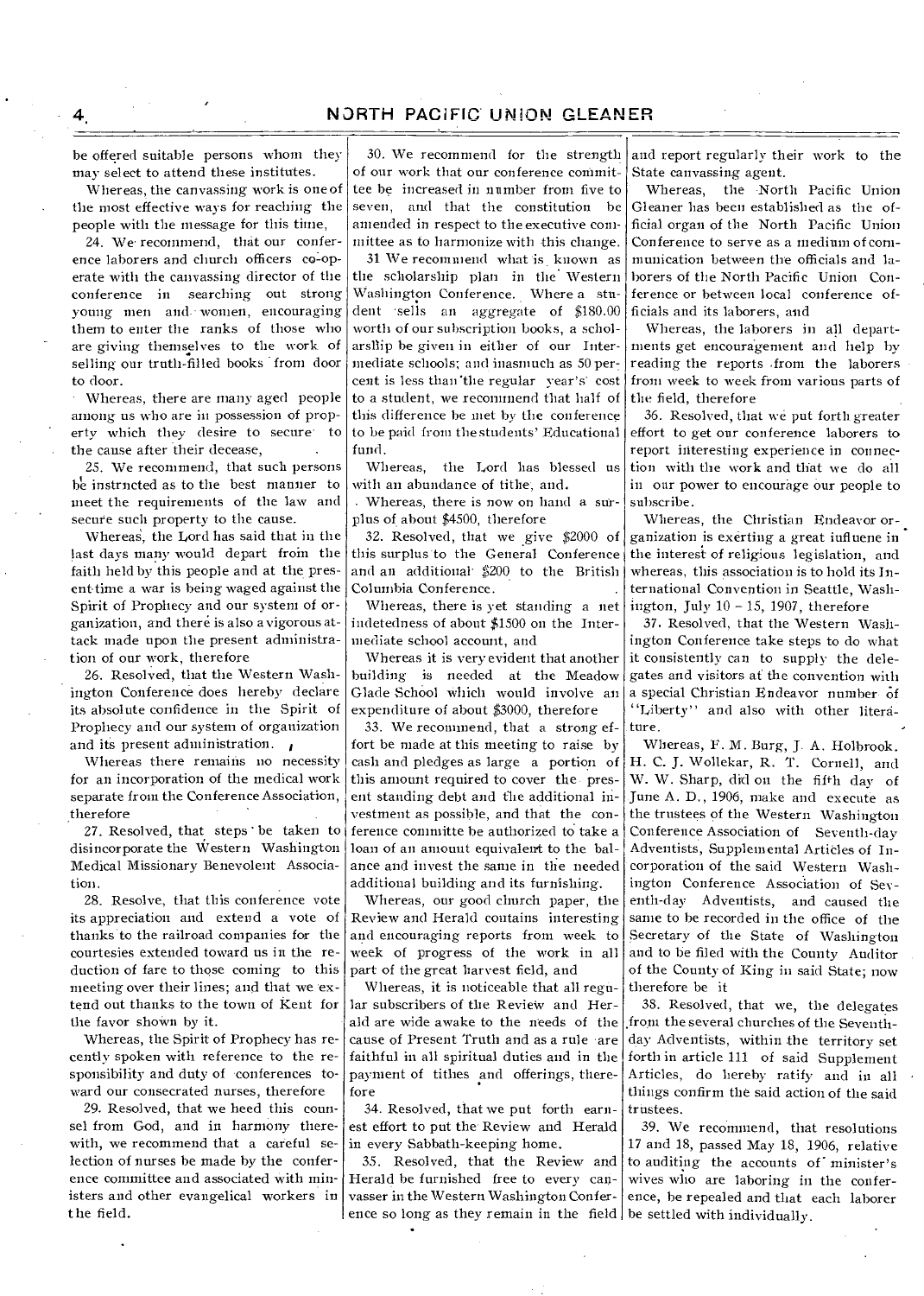be offered suitable persons whom they may select to attend these institutes.

Whereas, the canvassing work is one of the most effective ways for reaching the people with the message for this time,

24. We recommend, that our conference laborers and church officers co-operate with the canvassing director of the conference in searching out strong young men and women, encouraging them to enter the ranks of those who are giving themselves to the work of selling our truth-filled books from door to door.

Whereas, there are many aged people among us who are in possession of property which they desire to secure to the cause after their decease,

25. We recommend, that such persons be instructed as to the best manner to meet the requirements of the law and secure such property to the cause.

Whereas, the Lord has said that in the last days many would depart from the faith held by this people and at the present time a war is being waged against the Spirit of Prophecy and our system of organization, and there is also a vigorous attack made upon the present administration of our work, therefore

26. Resolved, that the Western Washington Conference does hereby declare its absolute confidence in the Spirit of Prophecy and our system of organization and its present administration.

Whereas there remains no necessity for an incorporation of the medical work separate from the Conference Association, therefore

27. Resolved, that steps be taken to disincorporate the Western Washington Medical Missionary Benevolent Association.

28. Resolve, that this conference vote its appreciation and extend a vote of thanks to the railroad companies for the courtesies extended toward us in the reduction of fare to those coming to this meeting over their lines; and that we extend out thanks to the town of Kent for the favor shown by it.

Whereas, the Spirit of Prophecy has recently spoken with reference to the responsibility and duty of conferences toward our consecrated nurses, therefore

29. Resolved, that we heed this counsel from God, and in harmony therewith, we recommend that a careful selection of nurses be made by the conference committee and associated with ministers and other evangelical workers in the field.

30. We recommend for the strength of our work that our conference committee be increased in number from five to seven, and that the constitution be amended in respect to the executive committee as to harmonize with this change.

31 We recommend what is known as the scholarship plan in the Western Washington Conference. Where a student sells an aggregate of $180.00 worth of our subscription books, a scholarship be given in either of our Intermediate schools; and inasmuch as 50 percent is less than the regular year's cost to a student, we recommend that half of this difference be met by the conference to be paid from the students' Educational fund.

Whereas, the Lord has blessed us with an abundance of tithe, and.

Whereas, there is now on hand a surplus of about $4500, therefore

32. Resolved, that we give $2000 of this surplus to the General Conference and an additional $200 to the British Columbia Conference.

Whereas, there is yet standing a net indetedness of about $1500 on the Intermediate school account, and

Whereas it is very evident that another building is needed at the Meadow Glade School which would involve an expenditure of about $3000, therefore

33. We recommend, that a strong effort be made at this meeting to raise by cash and pledges as large a portion of this amount required to cover the present standing debt and the additional investment as possible, and that the conference committe be authorized to take a loan of an amount equivalent to the balance and invest the same in the needed additional building and its furnishing.

Whereas, our good church paper, the Review and Herald contains interesting and encouraging reports from week to week of progress of the work in all part of the great harvest field, and

Whereas, it is noticeable that all regular subscribers of the Review and Herald are wide awake to the needs of the cause of Present Truth and as a rule are faithful in all spiritual duties and in the payment of tithes and offerings, therefore

34. Resolved, that we put forth earnest effort to put the Review and Herald in every Sabbath-keeping home.

35. Resolved, that the Review and Herald be furnished free to every canvasser in the Western Washington Conference so long as they remain in the field and report regularly their work to the State canvassing agent.

Whereas, the North Pacific Union Gleaner has been established as the official organ of the North Pacific Union Conference to serve as a medium of communication between the officials and laborers of the North Pacific Union Conference or between local conference officials and its laborers, and

Whereas, the laborers in all departments get encouragement and help by reading the reports from the laborers from week to week from various parts of the field, therefore

36. Resolved, that we put forth greater effort to get our conference laborers to report interesting experience in connection with the work and that we do all in our power to encourage our people to subscribe.

Whereas, the Christian Endeavor organization is exerting a great iufluene in the interest of religious legislation, and whereas, this association is to hold its International Convention in Seattle, Washington, July 10 – 15, 1907, therefore

37. Resolved, that the Western Washington Conference take steps to do what it consistently can to supply the delegates and visitors at the convention with a special Christian Endeavor number of "Liberty" and also with other literature.

Whereas, F. M. Burg, J. A. Holbrook. H. C. J. Wollekar, R. T. Cornell, and W. W. Sharp, did on the fifth day of June A. D., 1906, make and execute as the trustees of the Western Washington Conference Association of Seventh-day Adventists, Supplemental Articles of Incorporation of the said Western Washington Conference Association of Seventh-day Adventists, and caused the same to be recorded in the office of the Secretary of the State of Washington and to be filed with the County Auditor of the County of King in said State; now therefore be it

38. Resolved, that we, the delegates from the several churches of the Seventh-day Adventists, within the territory set forth in article 111 of said Supplement Articles, do hereby ratify and in all things confirm the said action of the said trustees.

39. We recommend, that resolutions 17 and 18, passed May 18, 1906, relative to auditing the accounts of minister's wives who are laboring in the conference, be repealed and that each laborer be settled with individually.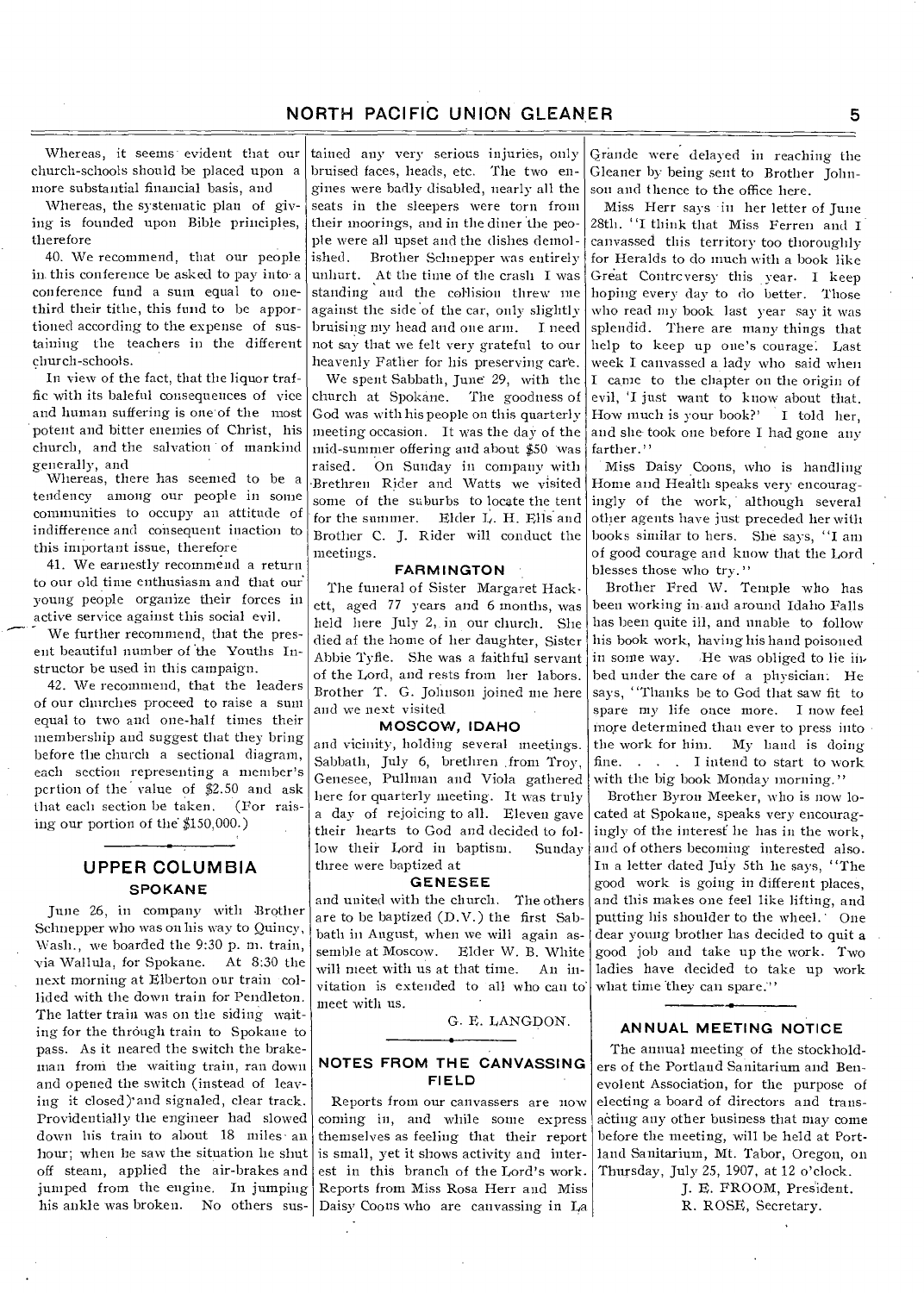Whereas, it seems evident that our church-schools should be placed upon a more substantial financial basis, and

Whereas, the systematic plan of giving is founded upon Bible principles, therefore

40. We recommend, that our people in this conference be asked to pay into a conference fund a sum equal to one-third their tithe, this fund to be apportioned according to the expense of sustaining the teachers in the different church-schools.

In view of the fact, that the liquor traffic with its baleful consequences of vice and human suffering is one of the most potent and bitter enemies of Christ, his church, and the salvation of mankind generally, and

Whereas, there has seemed to be a tendency among our people in some communities to occupy an attitude of indifference and consequent inaction to this important issue, therefore

41. We earnestly recommend a return to our old time enthusiasm and that our young people organize their forces in active service against this social evil.

We further recommend, that the present beautiful number of the Youths Instructor be used in this campaign.

42. We recommend, that the leaders of our churches proceed to raise a sum equal to two and one-half times their membership and suggest that they bring before the church a sectional diagram, each section representing a member's portion of the value of $2.50 and ask that each section be taken. (For raising our portion of the $150,000.)

## UPPER COLUMBIA

### SPOKANE

June 26, in company with Brother Schnepper who was on his way to Quincy, Wash., we boarded the 9:30 p. m. train, via Wallula, for Spokane. At 8:30 the next morning at Elberton our train collided with the down train for Pendleton. The latter train was on the siding waiting for the through train to Spokane to pass. As it neared the switch the brakeman from the waiting train, ran down and opened the switch (instead of leaving it closed) and signaled, clear track. Providentially the engineer had slowed down his train to about 18 miles an hour; when he saw the situation he shut off steam, applied the air-brakes and jumped from the engine. In jumping his ankle was broken. No others sustained any very serious injuries, only bruised faces, heads, etc. The two engines were badly disabled, nearly all the seats in the sleepers were torn from their moorings, and in the diner the people were all upset and the dishes demolished. Brother Schnepper was entirely unhurt. At the time of the crash I was standing and the collision threw me against the side of the car, only slightly bruising my head and one arm. I need not say that we felt very grateful to our heavenly Father for his preserving care.

We spent Sabbath, June 29, with the church at Spokane. The goodness of God was with his people on this quarterly meeting occasion. It was the day of the mid-summer offering and about $50 was raised. On Sunday in company with Brethren Rider and Watts we visited some of the suburbs to locate the tent for the summer. Elder L. H. Ells and Brother C. J. Rider will conduct the meetings.

### FARMINGTON

The funeral of Sister Margaret Hackett, aged 77 years and 6 months, was held here July 2, in our church. She died at the home of her daughter, Sister Abbie Tyfle. She was a faithful servant of the Lord, and rests from her labors. Brother T. G. Johnson joined me here and we next visited

### MOSCOW, IDAHO

and vicinity, holding several meetings. Sabbath, July 6, brethren from Troy, Genesee, Pullman and Viola gathered here for quarterly meeting. It was truly a day of rejoicing to all. Eleven gave their hearts to God and decided to follow their Lord in baptism. Sunday three were baptized at

### GENESEE

and united with the church. The others are to be baptized (D.V.) the first Sabbath in August, when we will again assemble at Moscow. Elder W. B. White will meet with us at that time. An invitation is extended to all who can to meet with us.

G. E. LANGDON.

## NOTES FROM THE CANVASSING FIELD

Reports from our canvassers are now coming in, and while some express themselves as feeling that their report is small, yet it shows activity and interest in this branch of the Lord's work. Reports from Miss Rosa Herr and Miss Daisy Coons who are canvassing in La Grande were delayed in reaching the Gleaner by being sent to Brother Johnson and thence to the office here.

Miss Herr says in her letter of June 28th. "I think that Miss Ferren and I canvassed this territory too thoroughly for Heralds to do much with a book like Great Controversy this year. I keep hoping every day to do better. Those who read my book last year say it was splendid. There are many things that help to keep up one's courage. Last week I canvassed a lady who said when I came to the chapter on the origin of evil, 'I just want to know about that. How much is your book?' I told her, and she took one before I had gone any farther."

Miss Daisy Coons, who is handling Home and Health speaks very encouragingly of the work, although several other agents have just preceded her with books similar to hers. She says, "I am of good courage and know that the Lord blesses those who try."

Brother Fred W. Temple who has been working in and around Idaho Falls has been quite ill, and unable to follow his book work, having his hand poisoned in some way. He was obliged to lie in bed under the care of a physician. He says, "Thanks be to God that saw fit to spare my life once more. I now feel more determined than ever to press into the work for him. My hand is doing fine. . . . I intend to start to work with the big book Monday morning."

Brother Byron Meeker, who is now located at Spokane, speaks very encouragingly of the interest he has in the work, and of others becoming interested also. In a letter dated July 5th he says, "The good work is going in different places, and this makes one feel like lifting, and putting his shoulder to the wheel. One dear young brother has decided to quit a good job and take up the work. Two ladies have decided to take up work what time they can spare."

## ANNUAL MEETING NOTICE

The annual meeting of the stockholders of the Portland Sanitarium and Benevolent Association, for the purpose of electing a board of directors and transacting any other business that may come before the meeting, will be held at Portland Sanitarium, Mt. Tabor, Oregon, on Thursday, July 25, 1907, at 12 o'clock.

J. E. FROOM, President.
R. ROSE, Secretary.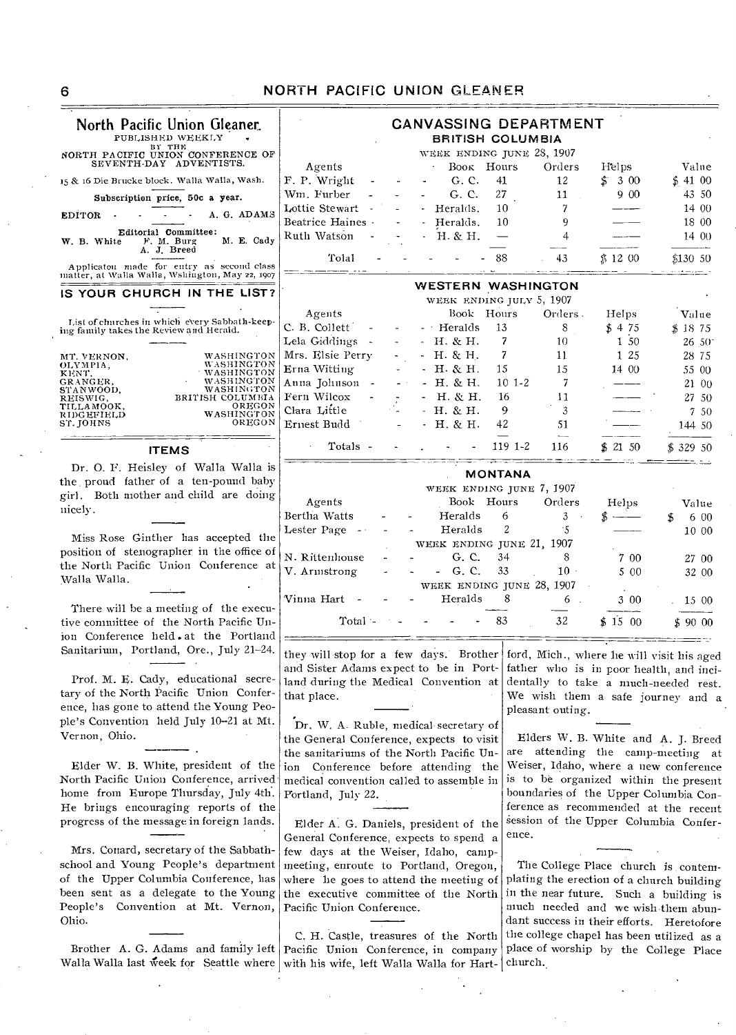## North Pacific Union Gleaner.

PUBLISHED WEEKLY BY THE NORTH PACIFIC UNION CONFERENCE OF SEVENTH-DAY ADVENTISTS.

15 & 16 Die Brucke block, Walla Walla, Wash.

**Subscription price, 50c a year.**

EDITOR - - - - A. G. ADAMS

**Editorial Committee:**
W. B. White F. M. Burg M. E. Cady
A. J. Breed

Applicaton made for entry as second class matter, at Walla Walla, Wshington, May 22, 1907

## IS YOUR CHURCH IN THE LIST?

List of churches in which every Sabbath-keeping family takes the Review and Herald.

| | |
|---|---|
| MT. VERNON, | WASHINGTON |
| OLYMPIA, | WASHINGTON |
| KENT, | WASHINGTON |
| GRANGER, | WASHINGTON |
| STANWOOD, | WASHINGTON |
| REISWIG, | BRITISH COLUMBIA |
| TILLAMOOK, | OREGON |
| RIDGEFIELD | WASHINGTON |
| ST. JOHNS | OREGON |

## ITEMS

Dr. O. F. Heisley of Walla Walla is the proud father of a ten-pound baby girl. Both mother and child are doing nicely.

Miss Rose Ginther has accepted the position of stenographer in the office of the North Pacific Union Conference at Walla Walla.

There will be a meeting of the executive committee of the North Pacific Union Conference held at the Portland Sanitarium, Portland, Ore., July 21-24.

Prof. M. E. Cady, educational secretary of the North Pacific Union Conference, has gone to attend the Young People's Convention held July 10-21 at Mt. Vernon, Ohio.

Elder W. B. White, president of the North Pacific Union Conference, arrived home from Europe Thursday, July 4th. He brings encouraging reports of the progress of the message in foreign lands.

Mrs. Conard, secretary of the Sabbath-school and Young People's department of the Upper Columbia Conference, has been sent as a delegate to the Young People's Convention at Mt. Vernon, Ohio.

Brother A. G. Adams and family left Walla Walla last week for Seattle where they will stop for a few days. Brother and Sister Adams expect to be in Portland during the Medical Convention at that place.

Dr. W. A. Ruble, medical secretary of the General Conference, expects to visit the sanitariums of the North Pacific Union Conference before attending the medical convention called to assemble in Portland, July 22.

Elder A. G. Daniels, president of the General Conference, expects to spend a few days at the Weiser, Idaho, camp-meeting, enroute to Portland, Oregon, where he goes to attend the meeting of the executive committee of the North Pacific Union Conference.

C. H. Castle, treasures of the North Pacific Union Conference, in company with his wife, left Walla Walla for Hartford, Mich., where he will visit his aged father who is in poor health, and incidentally to take a much-needed rest. We wish them a safe journey and a pleasant outing.

Elders W. B. White and A. J. Breed are attending the camp-meeting at Weiser, Idaho, where a new conference is to be organized within the present boundaries of the Upper Columbia Conference as recommended at the recent session of the Upper Columbia Conference.

The College Place church is contemplating the erection of a church building in the near future. Such a building is much needed and we wish them abundant success in their efforts. Heretofore the college chapel has been utilized as a place of worship by the College Place church.

## CANVASSING DEPARTMENT

### BRITISH COLUMBIA

WEEK ENDING JUNE 28, 1907

| Agents | Book | Hours | Orders | Helps | Value |
|---|---|---|---|---|---|
| F. P. Wright | G. C. | 41 | 12 | $ 3 00 | $ 41 00 |
| Wm. Furber | G. C. | 27 | 11 | 9 00 | 43 50 |
| Lottie Stewart | Heralds. | 10 | 7 | —— | 14 00 |
| Beatrice Haines | Heralds. | 10 | 9 | —— | 18 00 |
| Ruth Watson | H. & H. | — | 4 | —— | 14 00 |
| Total | | 88 | 43 | $ 12 00 | $130 50 |

### WESTERN WASHINGTON

WEEK ENDING JULY 5, 1907

| Agents | Book | Hours | Orders | Helps | Value |
|---|---|---|---|---|---|
| C. B. Collett | Heralds | 13 | 8 | $ 4 75 | $ 18 75 |
| Lela Giddings | H. & H. | 7 | 10 | 1 50 | 26 50 |
| Mrs. Elsie Perry | H. & H. | 7 | 11 | 1 25 | 28 75 |
| Erna Witting | H. & H. | 15 | 15 | 14 00 | 55 00 |
| Anna Johnson | H. & H. | 10 1-2 | 7 | —— | 21 00 |
| Fern Wilcox | H. & H. | 16 | 11 | —— | 27 50 |
| Clara Little | H. & H. | 9 | 3 | —— | 7 50 |
| Ernest Budd | H. & H. | 42 | 51 | —— | 144 50 |
| Totals | | 119 1-2 | 116 | $ 21 50 | $ 329 50 |

### MONTANA

| Agents | Book | Hours | Orders | Helps | Value |
|---|---|---|---|---|---|
| WEEK ENDING JUNE 7, 1907 | | | | | |
| Bertha Watts | Heralds | 6 | 3 | $ —— | $ 6 00 |
| Lester Page | Heralds | 2 | 5 | —— | 10 00 |
| WEEK ENDING JUNE 21, 1907 | | | | | |
| N. Rittenhouse | G. C. | 34 | 8 | 7 00 | 27 00 |
| V. Armstrong | G. C. | 33 | 10 | 5 00 | 32 00 |
| WEEK ENDING JUNE 28, 1907 | | | | | |
| Vinna Hart | Heralds | 8 | 6 | 3 00 | 15 00 |
| Total | | 83 | 32 | $ 15 00 | $ 90 00 |